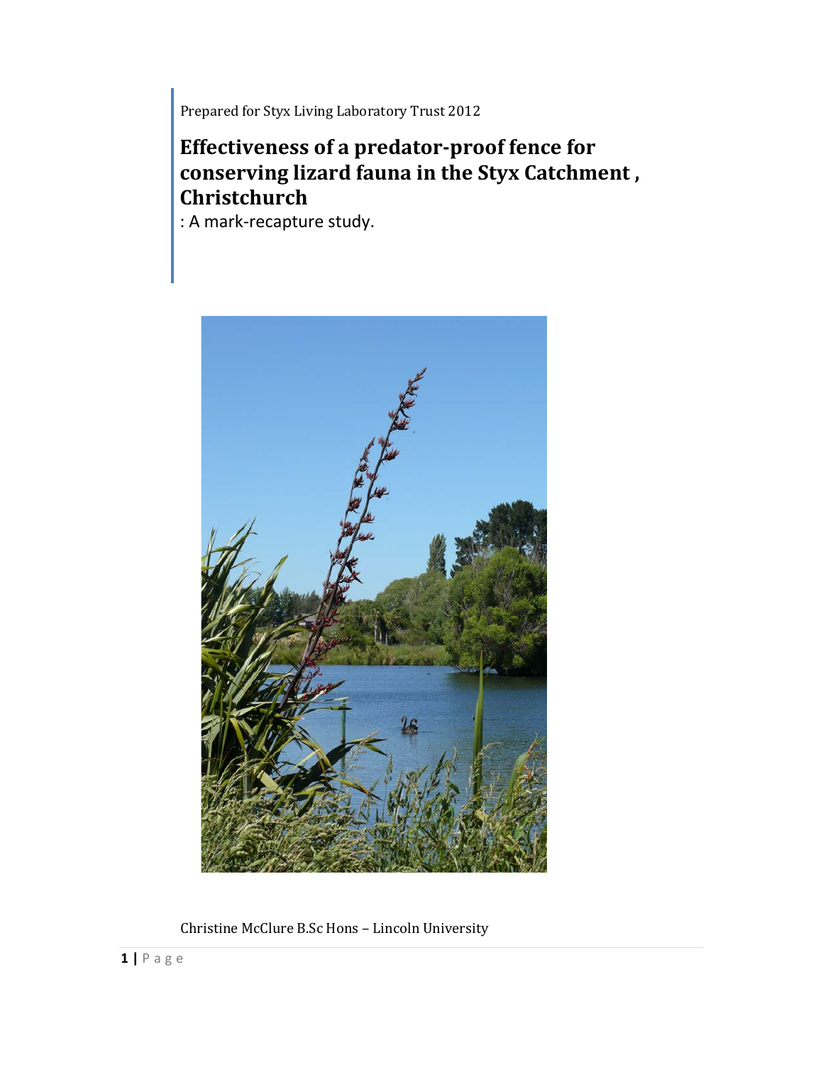Prepared for Styx Living Laboratory Trust 2012

# Effectiveness of a predator-proof fence for conserving lizard fauna in the Styx Catchment , Christchurch

: A mark-recapture study.

Christine McClure B.Sc Hons – Lincoln University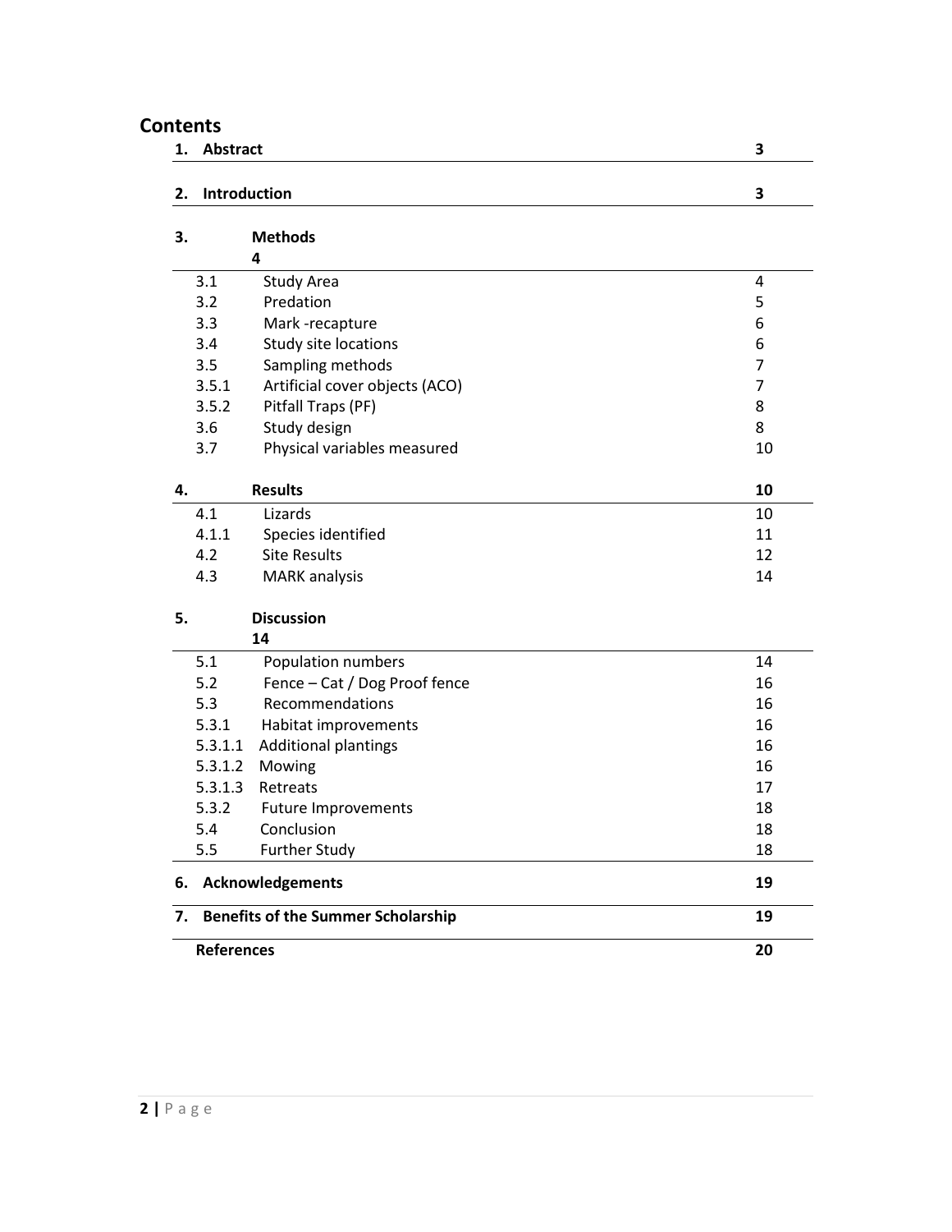# Contents

| | | |
|---|---|---|
| **1.** | **Abstract** | **3** |
| **2.** | **Introduction** | **3** |
| **3.** | **Methods** | **4** |
| 3.1 | Study Area | 4 |
| 3.2 | Predation | 5 |
| 3.3 | Mark -recapture | 6 |
| 3.4 | Study site locations | 6 |
| 3.5 | Sampling methods | 7 |
| 3.5.1 | Artificial cover objects (ACO) | 7 |
| 3.5.2 | Pitfall Traps (PF) | 8 |
| 3.6 | Study design | 8 |
| 3.7 | Physical variables measured | 10 |
| **4.** | **Results** | **10** |
| 4.1 | Lizards | 10 |
| 4.1.1 | Species identified | 11 |
| 4.2 | Site Results | 12 |
| 4.3 | MARK analysis | 14 |
| **5.** | **Discussion** | **14** |
| 5.1 | Population numbers | 14 |
| 5.2 | Fence – Cat / Dog Proof fence | 16 |
| 5.3 | Recommendations | 16 |
| 5.3.1 | Habitat improvements | 16 |
| 5.3.1.1 | Additional plantings | 16 |
| 5.3.1.2 | Mowing | 16 |
| 5.3.1.3 | Retreats | 17 |
| 5.3.2 | Future Improvements | 18 |
| 5.4 | Conclusion | 18 |
| 5.5 | Further Study | 18 |
| **6.** | **Acknowledgements** | **19** |
| **7.** | **Benefits of the Summer Scholarship** | **19** |
| | **References** | **20** |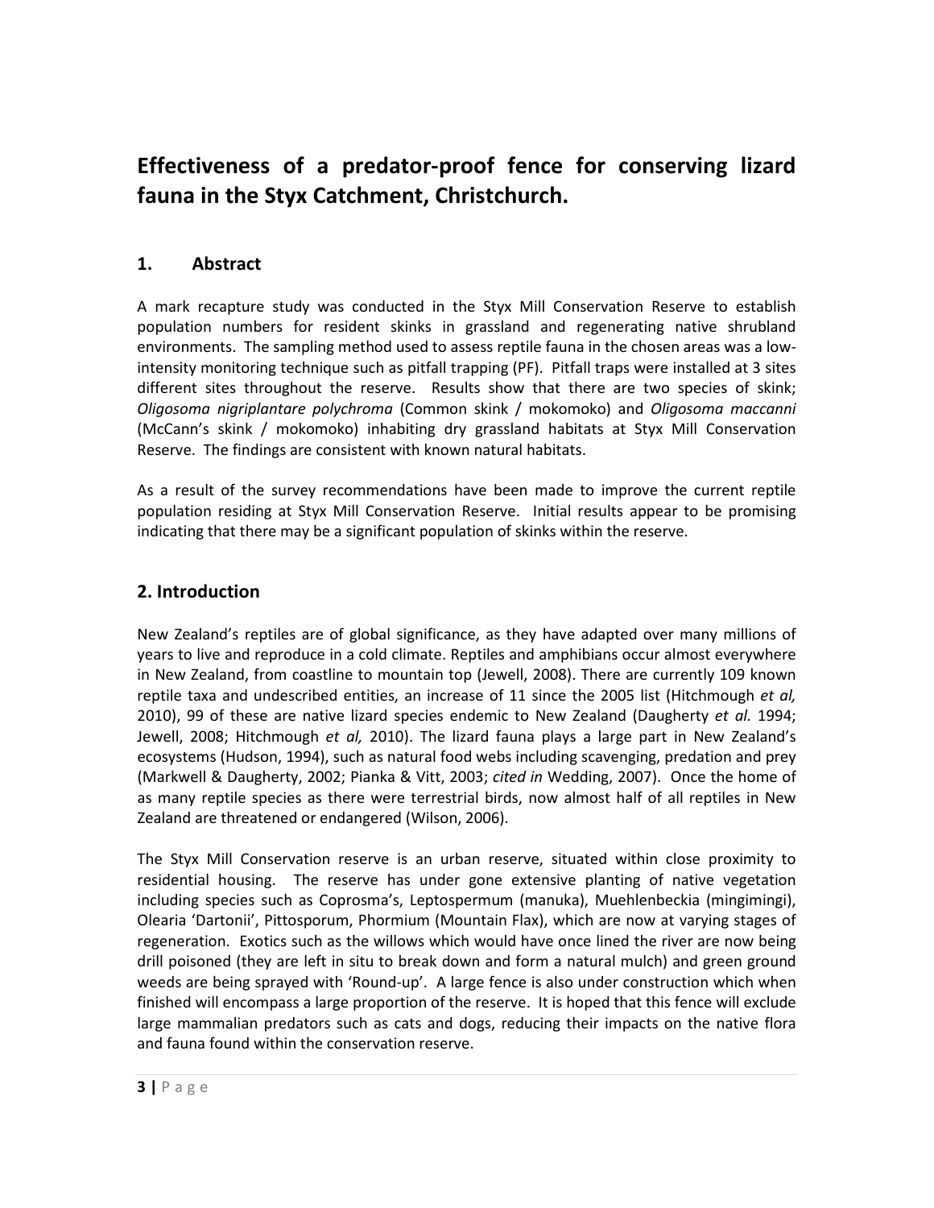# Effectiveness of a predator-proof fence for conserving lizard fauna in the Styx Catchment, Christchurch.

## 1. Abstract

A mark recapture study was conducted in the Styx Mill Conservation Reserve to establish population numbers for resident skinks in grassland and regenerating native shrubland environments. The sampling method used to assess reptile fauna in the chosen areas was a low-intensity monitoring technique such as pitfall trapping (PF). Pitfall traps were installed at 3 sites different sites throughout the reserve. Results show that there are two species of skink; *Oligosoma nigriplantare polychroma* (Common skink / mokomoko) and *Oligosoma maccanni* (McCann's skink / mokomoko) inhabiting dry grassland habitats at Styx Mill Conservation Reserve. The findings are consistent with known natural habitats.

As a result of the survey recommendations have been made to improve the current reptile population residing at Styx Mill Conservation Reserve. Initial results appear to be promising indicating that there may be a significant population of skinks within the reserve.

## 2. Introduction

New Zealand's reptiles are of global significance, as they have adapted over many millions of years to live and reproduce in a cold climate. Reptiles and amphibians occur almost everywhere in New Zealand, from coastline to mountain top (Jewell, 2008). There are currently 109 known reptile taxa and undescribed entities, an increase of 11 since the 2005 list (Hitchmough *et al,* 2010), 99 of these are native lizard species endemic to New Zealand (Daugherty *et al.* 1994; Jewell, 2008; Hitchmough *et al,* 2010). The lizard fauna plays a large part in New Zealand's ecosystems (Hudson, 1994), such as natural food webs including scavenging, predation and prey (Markwell & Daugherty, 2002; Pianka & Vitt, 2003; *cited in* Wedding, 2007). Once the home of as many reptile species as there were terrestrial birds, now almost half of all reptiles in New Zealand are threatened or endangered (Wilson, 2006).

The Styx Mill Conservation reserve is an urban reserve, situated within close proximity to residential housing. The reserve has under gone extensive planting of native vegetation including species such as Coprosma's, Leptospermum (manuka), Muehlenbeckia (mingimingi), Olearia 'Dartonii', Pittosporum, Phormium (Mountain Flax), which are now at varying stages of regeneration. Exotics such as the willows which would have once lined the river are now being drill poisoned (they are left in situ to break down and form a natural mulch) and green ground weeds are being sprayed with 'Round-up'. A large fence is also under construction which when finished will encompass a large proportion of the reserve. It is hoped that this fence will exclude large mammalian predators such as cats and dogs, reducing their impacts on the native flora and fauna found within the conservation reserve.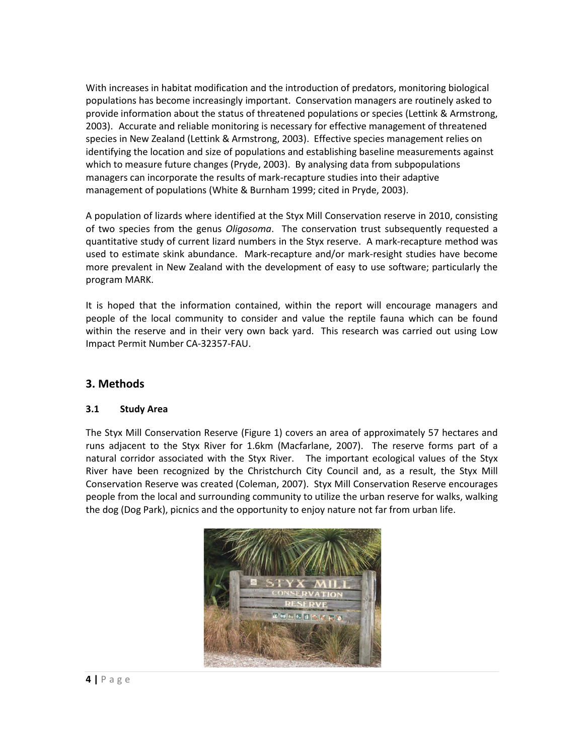With increases in habitat modification and the introduction of predators, monitoring biological populations has become increasingly important. Conservation managers are routinely asked to provide information about the status of threatened populations or species (Lettink & Armstrong, 2003). Accurate and reliable monitoring is necessary for effective management of threatened species in New Zealand (Lettink & Armstrong, 2003). Effective species management relies on identifying the location and size of populations and establishing baseline measurements against which to measure future changes (Pryde, 2003). By analysing data from subpopulations managers can incorporate the results of mark-recapture studies into their adaptive management of populations (White & Burnham 1999; cited in Pryde, 2003).

A population of lizards where identified at the Styx Mill Conservation reserve in 2010, consisting of two species from the genus *Oligosoma*. The conservation trust subsequently requested a quantitative study of current lizard numbers in the Styx reserve. A mark-recapture method was used to estimate skink abundance. Mark-recapture and/or mark-resight studies have become more prevalent in New Zealand with the development of easy to use software; particularly the program MARK.

It is hoped that the information contained, within the report will encourage managers and people of the local community to consider and value the reptile fauna which can be found within the reserve and in their very own back yard. This research was carried out using Low Impact Permit Number CA-32357-FAU.

## 3. Methods

### 3.1 Study Area

The Styx Mill Conservation Reserve (Figure 1) covers an area of approximately 57 hectares and runs adjacent to the Styx River for 1.6km (Macfarlane, 2007). The reserve forms part of a natural corridor associated with the Styx River. The important ecological values of the Styx River have been recognized by the Christchurch City Council and, as a result, the Styx Mill Conservation Reserve was created (Coleman, 2007). Styx Mill Conservation Reserve encourages people from the local and surrounding community to utilize the urban reserve for walks, walking the dog (Dog Park), picnics and the opportunity to enjoy nature not far from urban life.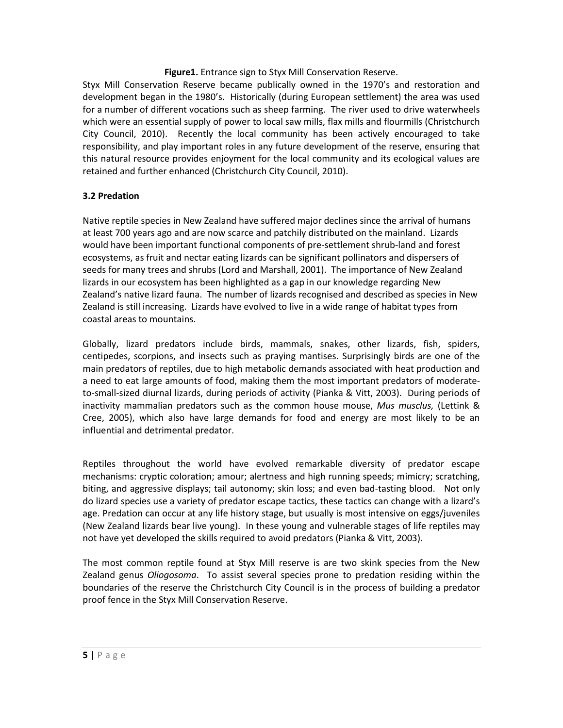**Figure1.** Entrance sign to Styx Mill Conservation Reserve.

Styx Mill Conservation Reserve became publically owned in the 1970's and restoration and development began in the 1980's. Historically (during European settlement) the area was used for a number of different vocations such as sheep farming. The river used to drive waterwheels which were an essential supply of power to local saw mills, flax mills and flourmills (Christchurch City Council, 2010). Recently the local community has been actively encouraged to take responsibility, and play important roles in any future development of the reserve, ensuring that this natural resource provides enjoyment for the local community and its ecological values are retained and further enhanced (Christchurch City Council, 2010).

### 3.2 Predation

Native reptile species in New Zealand have suffered major declines since the arrival of humans at least 700 years ago and are now scarce and patchily distributed on the mainland. Lizards would have been important functional components of pre-settlement shrub-land and forest ecosystems, as fruit and nectar eating lizards can be significant pollinators and dispersers of seeds for many trees and shrubs (Lord and Marshall, 2001). The importance of New Zealand lizards in our ecosystem has been highlighted as a gap in our knowledge regarding New Zealand's native lizard fauna. The number of lizards recognised and described as species in New Zealand is still increasing. Lizards have evolved to live in a wide range of habitat types from coastal areas to mountains.

Globally, lizard predators include birds, mammals, snakes, other lizards, fish, spiders, centipedes, scorpions, and insects such as praying mantises. Surprisingly birds are one of the main predators of reptiles, due to high metabolic demands associated with heat production and a need to eat large amounts of food, making them the most important predators of moderate-to-small-sized diurnal lizards, during periods of activity (Pianka & Vitt, 2003). During periods of inactivity mammalian predators such as the common house mouse, *Mus musclus,* (Lettink & Cree, 2005), which also have large demands for food and energy are most likely to be an influential and detrimental predator.

Reptiles throughout the world have evolved remarkable diversity of predator escape mechanisms: cryptic coloration; amour; alertness and high running speeds; mimicry; scratching, biting, and aggressive displays; tail autonomy; skin loss; and even bad-tasting blood. Not only do lizard species use a variety of predator escape tactics, these tactics can change with a lizard's age. Predation can occur at any life history stage, but usually is most intensive on eggs/juveniles (New Zealand lizards bear live young). In these young and vulnerable stages of life reptiles may not have yet developed the skills required to avoid predators (Pianka & Vitt, 2003).

The most common reptile found at Styx Mill reserve is are two skink species from the New Zealand genus *Oliogosoma*. To assist several species prone to predation residing within the boundaries of the reserve the Christchurch City Council is in the process of building a predator proof fence in the Styx Mill Conservation Reserve.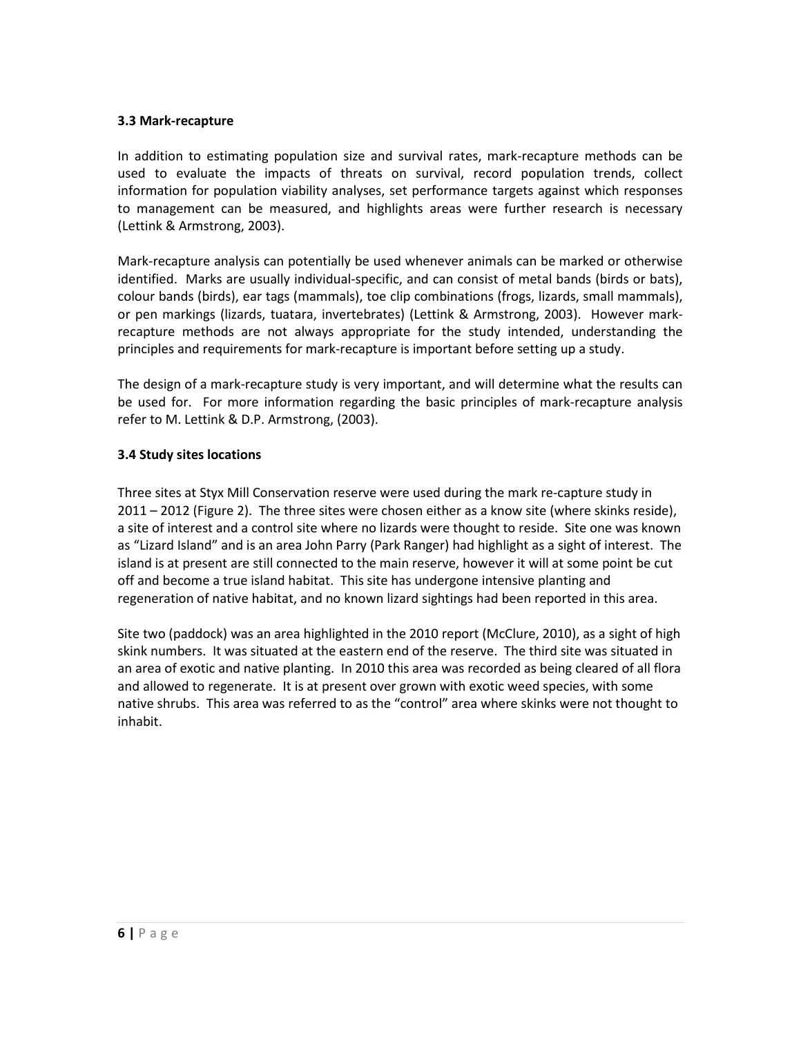### 3.3 Mark-recapture

In addition to estimating population size and survival rates, mark-recapture methods can be used to evaluate the impacts of threats on survival, record population trends, collect information for population viability analyses, set performance targets against which responses to management can be measured, and highlights areas were further research is necessary (Lettink & Armstrong, 2003).

Mark-recapture analysis can potentially be used whenever animals can be marked or otherwise identified. Marks are usually individual-specific, and can consist of metal bands (birds or bats), colour bands (birds), ear tags (mammals), toe clip combinations (frogs, lizards, small mammals), or pen markings (lizards, tuatara, invertebrates) (Lettink & Armstrong, 2003). However mark-recapture methods are not always appropriate for the study intended, understanding the principles and requirements for mark-recapture is important before setting up a study.

The design of a mark-recapture study is very important, and will determine what the results can be used for. For more information regarding the basic principles of mark-recapture analysis refer to M. Lettink & D.P. Armstrong, (2003).

### 3.4 Study sites locations

Three sites at Styx Mill Conservation reserve were used during the mark re-capture study in 2011 – 2012 (Figure 2). The three sites were chosen either as a know site (where skinks reside), a site of interest and a control site where no lizards were thought to reside. Site one was known as "Lizard Island" and is an area John Parry (Park Ranger) had highlight as a sight of interest. The island is at present are still connected to the main reserve, however it will at some point be cut off and become a true island habitat. This site has undergone intensive planting and regeneration of native habitat, and no known lizard sightings had been reported in this area.

Site two (paddock) was an area highlighted in the 2010 report (McClure, 2010), as a sight of high skink numbers. It was situated at the eastern end of the reserve. The third site was situated in an area of exotic and native planting. In 2010 this area was recorded as being cleared of all flora and allowed to regenerate. It is at present over grown with exotic weed species, with some native shrubs. This area was referred to as the "control" area where skinks were not thought to inhabit.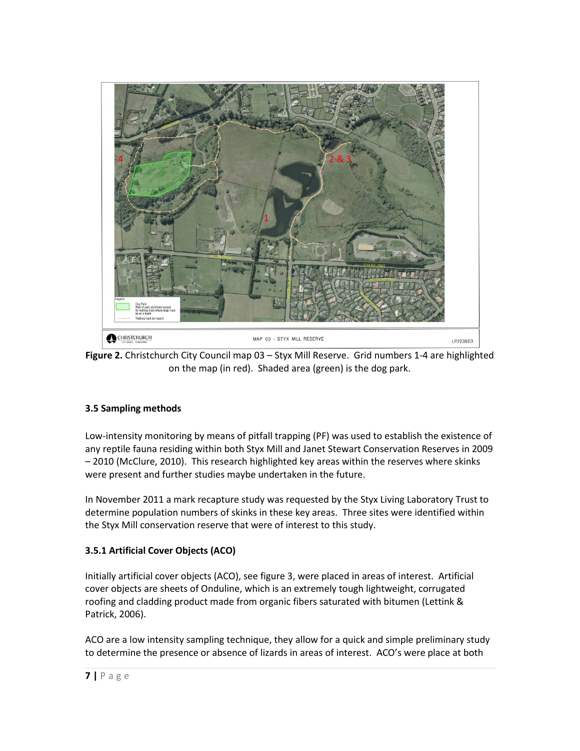**Figure 2.** Christchurch City Council map 03 – Styx Mill Reserve. Grid numbers 1-4 are highlighted on the map (in red). Shaded area (green) is the dog park.

### 3.5 Sampling methods

Low-intensity monitoring by means of pitfall trapping (PF) was used to establish the existence of any reptile fauna residing within both Styx Mill and Janet Stewart Conservation Reserves in 2009 – 2010 (McClure, 2010). This research highlighted key areas within the reserves where skinks were present and further studies maybe undertaken in the future.

In November 2011 a mark recapture study was requested by the Styx Living Laboratory Trust to determine population numbers of skinks in these key areas. Three sites were identified within the Styx Mill conservation reserve that were of interest to this study.

### 3.5.1 Artificial Cover Objects (ACO)

Initially artificial cover objects (ACO), see figure 3, were placed in areas of interest. Artificial cover objects are sheets of Onduline, which is an extremely tough lightweight, corrugated roofing and cladding product made from organic fibers saturated with bitumen (Lettink & Patrick, 2006).

ACO are a low intensity sampling technique, they allow for a quick and simple preliminary study to determine the presence or absence of lizards in areas of interest. ACO's were place at both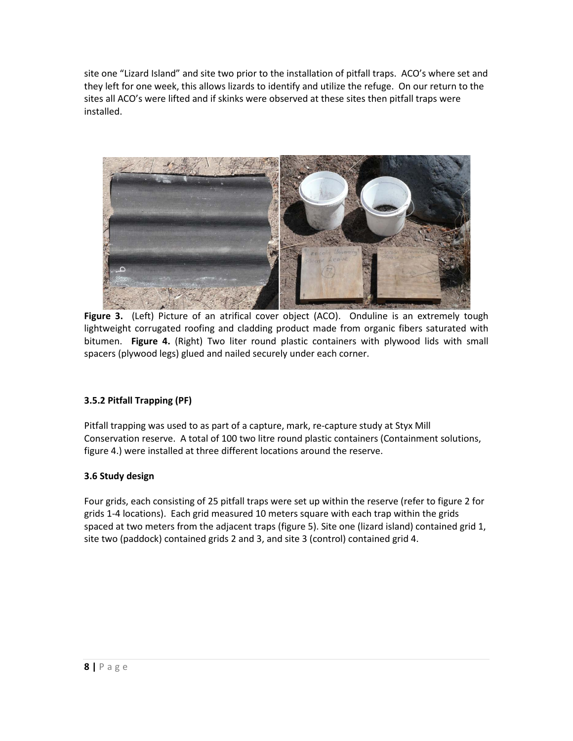site one "Lizard Island" and site two prior to the installation of pitfall traps. ACO's where set and they left for one week, this allows lizards to identify and utilize the refuge. On our return to the sites all ACO's were lifted and if skinks were observed at these sites then pitfall traps were installed.

**Figure 3.** (Left) Picture of an atrifical cover object (ACO). Onduline is an extremely tough lightweight corrugated roofing and cladding product made from organic fibers saturated with bitumen. **Figure 4.** (Right) Two liter round plastic containers with plywood lids with small spacers (plywood legs) glued and nailed securely under each corner.

### 3.5.2 Pitfall Trapping (PF)

Pitfall trapping was used to as part of a capture, mark, re-capture study at Styx Mill Conservation reserve. A total of 100 two litre round plastic containers (Containment solutions, figure 4.) were installed at three different locations around the reserve.

### 3.6 Study design

Four grids, each consisting of 25 pitfall traps were set up within the reserve (refer to figure 2 for grids 1-4 locations). Each grid measured 10 meters square with each trap within the grids spaced at two meters from the adjacent traps (figure 5). Site one (lizard island) contained grid 1, site two (paddock) contained grids 2 and 3, and site 3 (control) contained grid 4.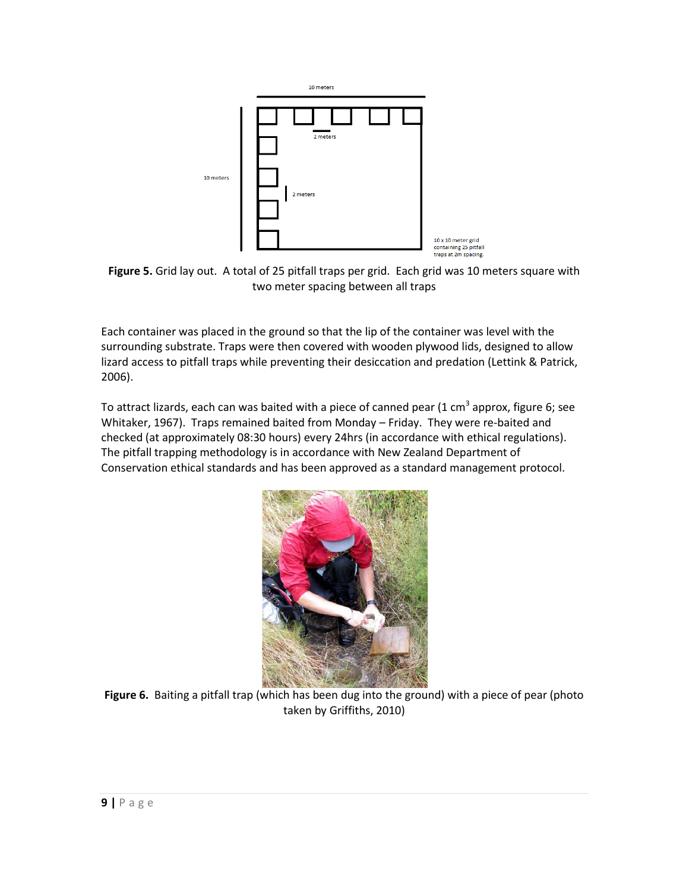**Figure 5.** Grid lay out. A total of 25 pitfall traps per grid. Each grid was 10 meters square with two meter spacing between all traps

Each container was placed in the ground so that the lip of the container was level with the surrounding substrate. Traps were then covered with wooden plywood lids, designed to allow lizard access to pitfall traps while preventing their desiccation and predation (Lettink & Patrick, 2006).

To attract lizards, each can was baited with a piece of canned pear (1 $cm^3$ approx, figure 6; see Whitaker, 1967). Traps remained baited from Monday – Friday. They were re-baited and checked (at approximately 08:30 hours) every 24hrs (in accordance with ethical regulations). The pitfall trapping methodology is in accordance with New Zealand Department of Conservation ethical standards and has been approved as a standard management protocol.

**Figure 6.** Baiting a pitfall trap (which has been dug into the ground) with a piece of pear (photo taken by Griffiths, 2010)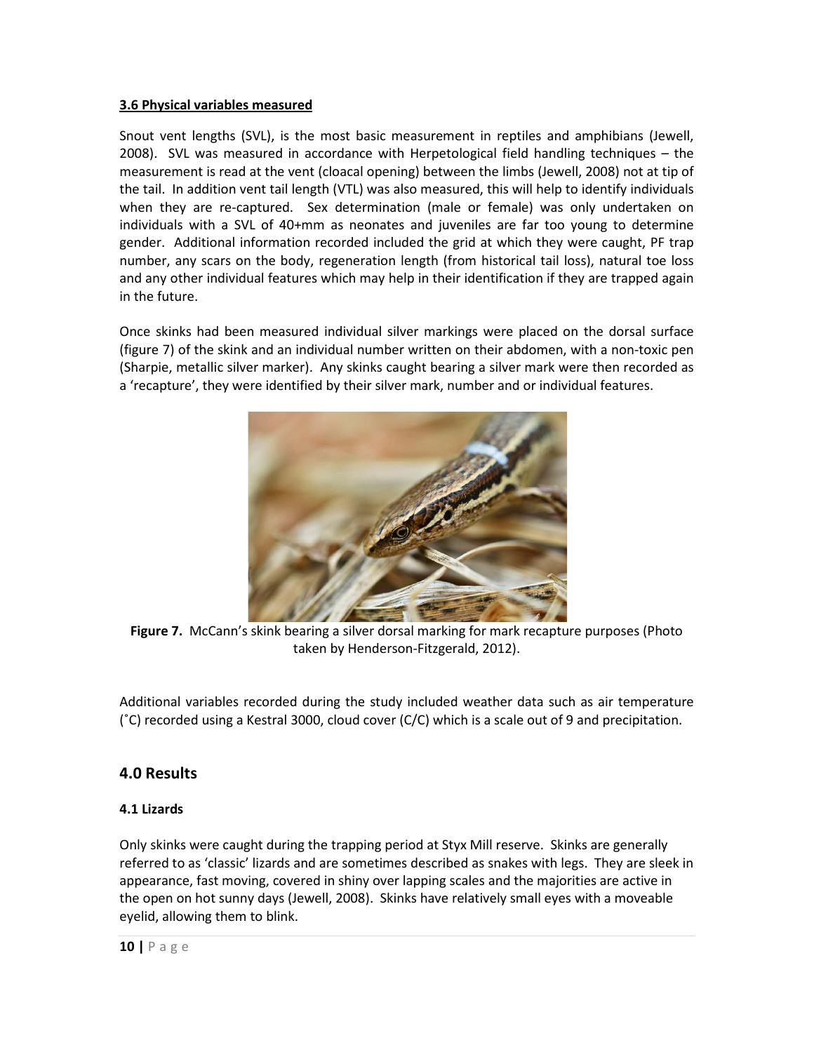### 3.6 Physical variables measured

Snout vent lengths (SVL), is the most basic measurement in reptiles and amphibians (Jewell, 2008). SVL was measured in accordance with Herpetological field handling techniques – the measurement is read at the vent (cloacal opening) between the limbs (Jewell, 2008) not at tip of the tail. In addition vent tail length (VTL) was also measured, this will help to identify individuals when they are re-captured. Sex determination (male or female) was only undertaken on individuals with a SVL of 40+mm as neonates and juveniles are far too young to determine gender. Additional information recorded included the grid at which they were caught, PF trap number, any scars on the body, regeneration length (from historical tail loss), natural toe loss and any other individual features which may help in their identification if they are trapped again in the future.

Once skinks had been measured individual silver markings were placed on the dorsal surface (figure 7) of the skink and an individual number written on their abdomen, with a non-toxic pen (Sharpie, metallic silver marker). Any skinks caught bearing a silver mark were then recorded as a 'recapture', they were identified by their silver mark, number and or individual features.

**Figure 7.** McCann's skink bearing a silver dorsal marking for mark recapture purposes (Photo taken by Henderson-Fitzgerald, 2012).

Additional variables recorded during the study included weather data such as air temperature (˚C) recorded using a Kestral 3000, cloud cover (C/C) which is a scale out of 9 and precipitation.

## 4.0 Results

### 4.1 Lizards

Only skinks were caught during the trapping period at Styx Mill reserve. Skinks are generally referred to as 'classic' lizards and are sometimes described as snakes with legs. They are sleek in appearance, fast moving, covered in shiny over lapping scales and the majorities are active in the open on hot sunny days (Jewell, 2008). Skinks have relatively small eyes with a moveable eyelid, allowing them to blink.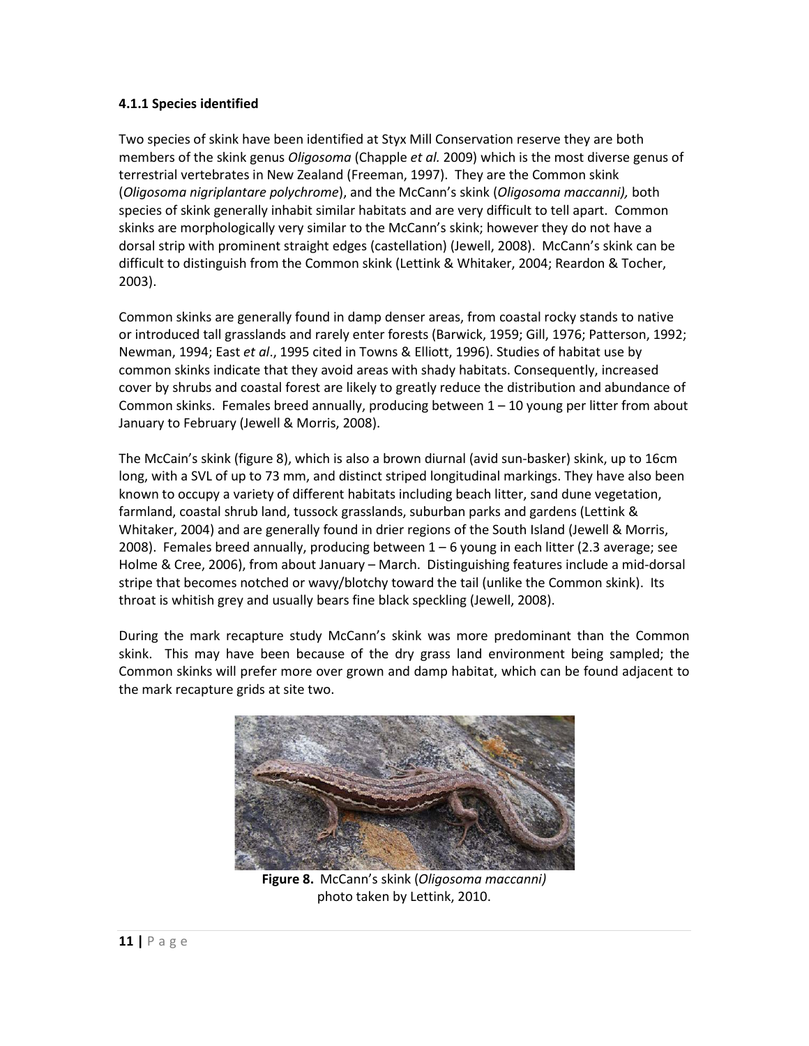#### 4.1.1 Species identified

Two species of skink have been identified at Styx Mill Conservation reserve they are both members of the skink genus *Oligosoma* (Chapple *et al.* 2009) which is the most diverse genus of terrestrial vertebrates in New Zealand (Freeman, 1997). They are the Common skink (*Oligosoma nigriplantare polychrome*), and the McCann's skink (*Oligosoma maccanni),* both species of skink generally inhabit similar habitats and are very difficult to tell apart. Common skinks are morphologically very similar to the McCann's skink; however they do not have a dorsal strip with prominent straight edges (castellation) (Jewell, 2008). McCann's skink can be difficult to distinguish from the Common skink (Lettink & Whitaker, 2004; Reardon & Tocher, 2003).

Common skinks are generally found in damp denser areas, from coastal rocky stands to native or introduced tall grasslands and rarely enter forests (Barwick, 1959; Gill, 1976; Patterson, 1992; Newman, 1994; East *et al*., 1995 cited in Towns & Elliott, 1996). Studies of habitat use by common skinks indicate that they avoid areas with shady habitats. Consequently, increased cover by shrubs and coastal forest are likely to greatly reduce the distribution and abundance of Common skinks. Females breed annually, producing between 1 – 10 young per litter from about January to February (Jewell & Morris, 2008).

The McCain's skink (figure 8), which is also a brown diurnal (avid sun-basker) skink, up to 16cm long, with a SVL of up to 73 mm, and distinct striped longitudinal markings. They have also been known to occupy a variety of different habitats including beach litter, sand dune vegetation, farmland, coastal shrub land, tussock grasslands, suburban parks and gardens (Lettink & Whitaker, 2004) and are generally found in drier regions of the South Island (Jewell & Morris, 2008). Females breed annually, producing between 1 – 6 young in each litter (2.3 average; see Holme & Cree, 2006), from about January – March. Distinguishing features include a mid-dorsal stripe that becomes notched or wavy/blotchy toward the tail (unlike the Common skink). Its throat is whitish grey and usually bears fine black speckling (Jewell, 2008).

During the mark recapture study McCann's skink was more predominant than the Common skink. This may have been because of the dry grass land environment being sampled; the Common skinks will prefer more over grown and damp habitat, which can be found adjacent to the mark recapture grids at site two.

**Figure 8.** McCann's skink (*Oligosoma maccanni)* photo taken by Lettink, 2010.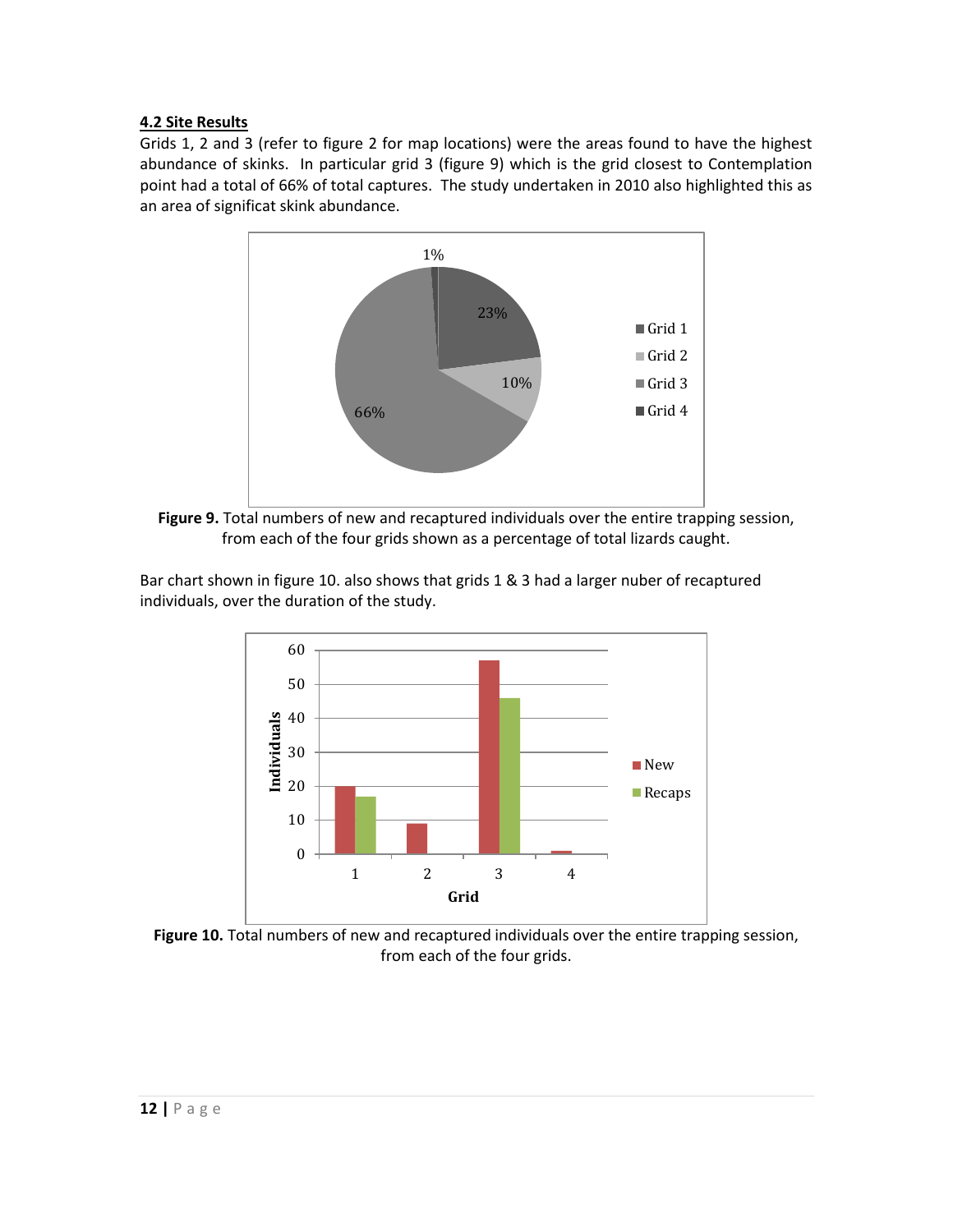### 4.2 Site Results

Grids 1, 2 and 3 (refer to figure 2 for map locations) were the areas found to have the highest abundance of skinks. In particular grid 3 (figure 9) which is the grid closest to Contemplation point had a total of 66% of total captures. The study undertaken in 2010 also highlighted this as an area of significat skink abundance.

**Figure 9.** Total numbers of new and recaptured individuals over the entire trapping session, from each of the four grids shown as a percentage of total lizards caught.

Bar chart shown in figure 10. also shows that grids 1 & 3 had a larger nuber of recaptured individuals, over the duration of the study.

**Figure 10.** Total numbers of new and recaptured individuals over the entire trapping session, from each of the four grids.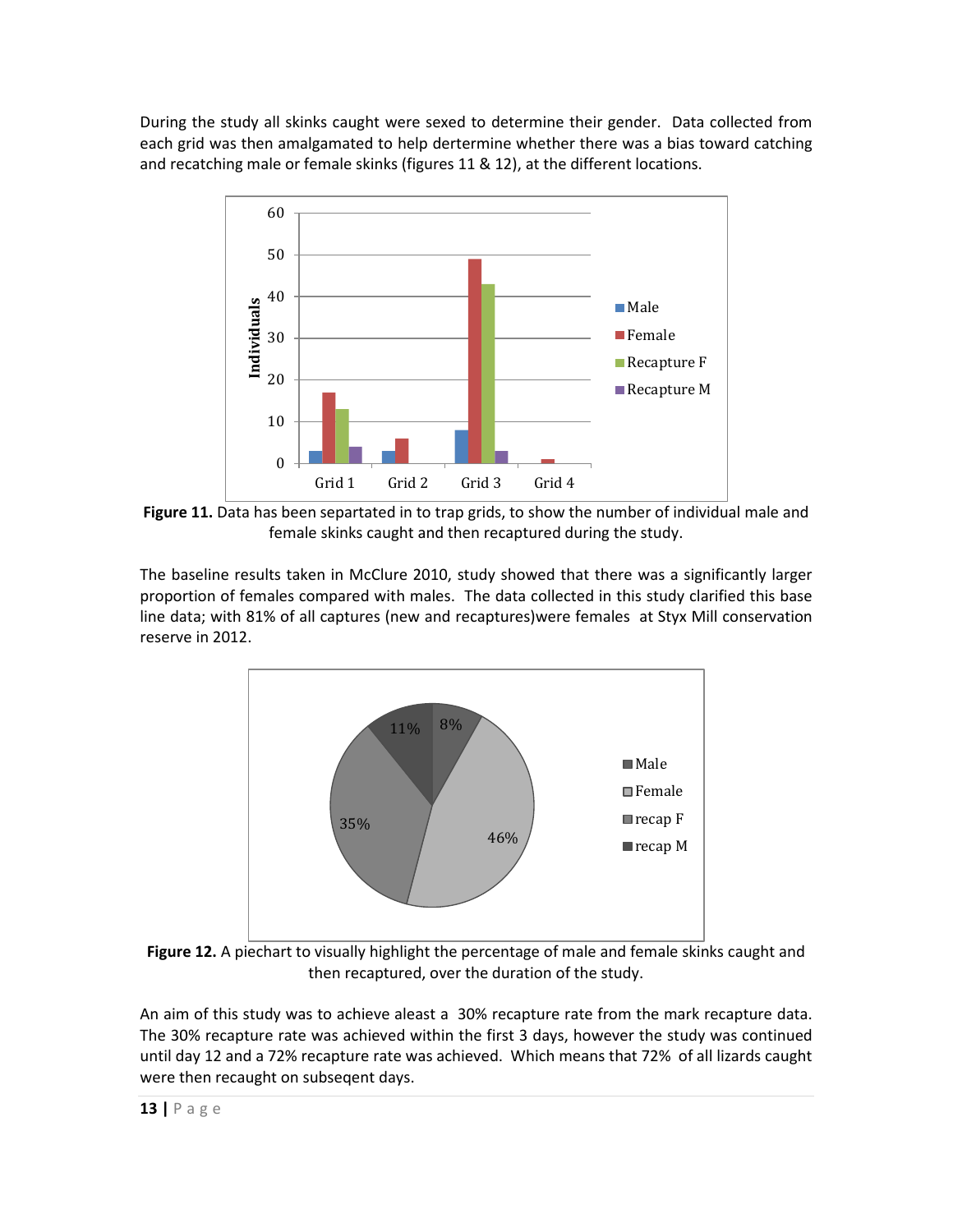During the study all skinks caught were sexed to determine their gender. Data collected from each grid was then amalgamated to help dertermine whether there was a bias toward catching and recatching male or female skinks (figures 11 & 12), at the different locations.

**Figure 11.** Data has been separtated in to trap grids, to show the number of individual male and female skinks caught and then recaptured during the study.

The baseline results taken in McClure 2010, study showed that there was a significantly larger proportion of females compared with males. The data collected in this study clarified this base line data; with 81% of all captures (new and recaptures)were females at Styx Mill conservation reserve in 2012.

**Figure 12.** A piechart to visually highlight the percentage of male and female skinks caught and then recaptured, over the duration of the study.

An aim of this study was to achieve aleast a 30% recapture rate from the mark recapture data. The 30% recapture rate was achieved within the first 3 days, however the study was continued until day 12 and a 72% recapture rate was achieved. Which means that 72% of all lizards caught were then recaught on subseqent days.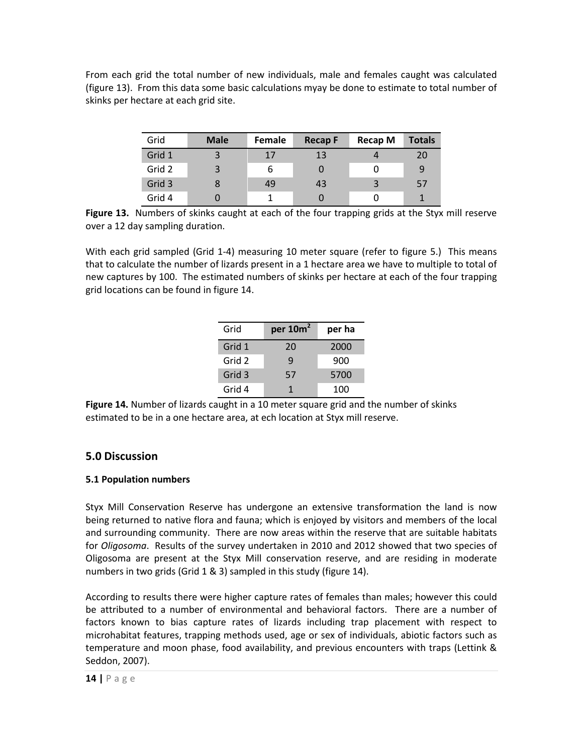From each grid the total number of new individuals, male and females caught was calculated (figure 13). From this data some basic calculations myay be done to estimate to total number of skinks per hectare at each grid site.

| Grid | Male | Female | Recap F | Recap M | Totals |
|---|---|---|---|---|---|
| Grid 1 | 3 | 17 | 13 | 4 | 20 |
| Grid 2 | 3 | 6 | 0 | 0 | 9 |
| Grid 3 | 8 | 49 | 43 | 3 | 57 |
| Grid 4 | 0 | 1 | 0 | 0 | 1 |

**Figure 13.** Numbers of skinks caught at each of the four trapping grids at the Styx mill reserve over a 12 day sampling duration.

With each grid sampled (Grid 1-4) measuring 10 meter square (refer to figure 5.) This means that to calculate the number of lizards present in a 1 hectare area we have to multiple to total of new captures by 100. The estimated numbers of skinks per hectare at each of the four trapping grid locations can be found in figure 14.

| Grid | per $10m^2$ | per ha |
|---|---|---|
| Grid 1 | 20 | 2000 |
| Grid 2 | 9 | 900 |
| Grid 3 | 57 | 5700 |
| Grid 4 | 1 | 100 |

**Figure 14.** Number of lizards caught in a 10 meter square grid and the number of skinks estimated to be in a one hectare area, at ech location at Styx mill reserve.

## 5.0 Discussion

### 5.1 Population numbers

Styx Mill Conservation Reserve has undergone an extensive transformation the land is now being returned to native flora and fauna; which is enjoyed by visitors and members of the local and surrounding community. There are now areas within the reserve that are suitable habitats for *Oligosoma*. Results of the survey undertaken in 2010 and 2012 showed that two species of Oligosoma are present at the Styx Mill conservation reserve, and are residing in moderate numbers in two grids (Grid 1 & 3) sampled in this study (figure 14).

According to results there were higher capture rates of females than males; however this could be attributed to a number of environmental and behavioral factors. There are a number of factors known to bias capture rates of lizards including trap placement with respect to microhabitat features, trapping methods used, age or sex of individuals, abiotic factors such as temperature and moon phase, food availability, and previous encounters with traps (Lettink & Seddon, 2007).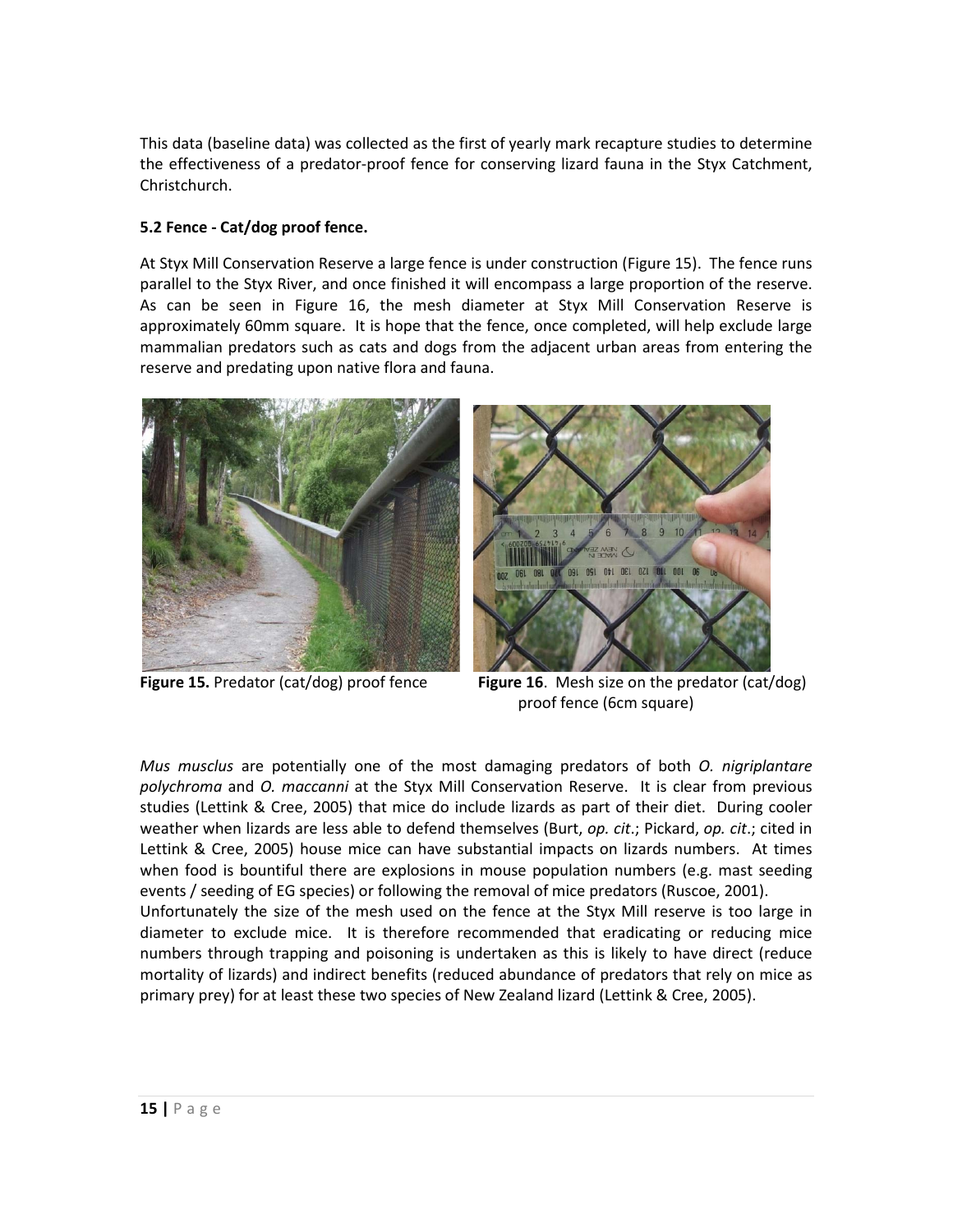This data (baseline data) was collected as the first of yearly mark recapture studies to determine the effectiveness of a predator-proof fence for conserving lizard fauna in the Styx Catchment, Christchurch.

### 5.2 Fence - Cat/dog proof fence.

At Styx Mill Conservation Reserve a large fence is under construction (Figure 15). The fence runs parallel to the Styx River, and once finished it will encompass a large proportion of the reserve. As can be seen in Figure 16, the mesh diameter at Styx Mill Conservation Reserve is approximately 60mm square. It is hope that the fence, once completed, will help exclude large mammalian predators such as cats and dogs from the adjacent urban areas from entering the reserve and predating upon native flora and fauna.

**Figure 15.** Predator (cat/dog) proof fence

**Figure 16**. Mesh size on the predator (cat/dog) proof fence (6cm square)

*Mus musclus* are potentially one of the most damaging predators of both *O. nigriplantare polychroma* and *O. maccanni* at the Styx Mill Conservation Reserve. It is clear from previous studies (Lettink & Cree, 2005) that mice do include lizards as part of their diet. During cooler weather when lizards are less able to defend themselves (Burt, *op. cit*.; Pickard, *op. cit*.; cited in Lettink & Cree, 2005) house mice can have substantial impacts on lizards numbers. At times when food is bountiful there are explosions in mouse population numbers (e.g. mast seeding events / seeding of EG species) or following the removal of mice predators (Ruscoe, 2001).

Unfortunately the size of the mesh used on the fence at the Styx Mill reserve is too large in diameter to exclude mice. It is therefore recommended that eradicating or reducing mice numbers through trapping and poisoning is undertaken as this is likely to have direct (reduce mortality of lizards) and indirect benefits (reduced abundance of predators that rely on mice as primary prey) for at least these two species of New Zealand lizard (Lettink & Cree, 2005).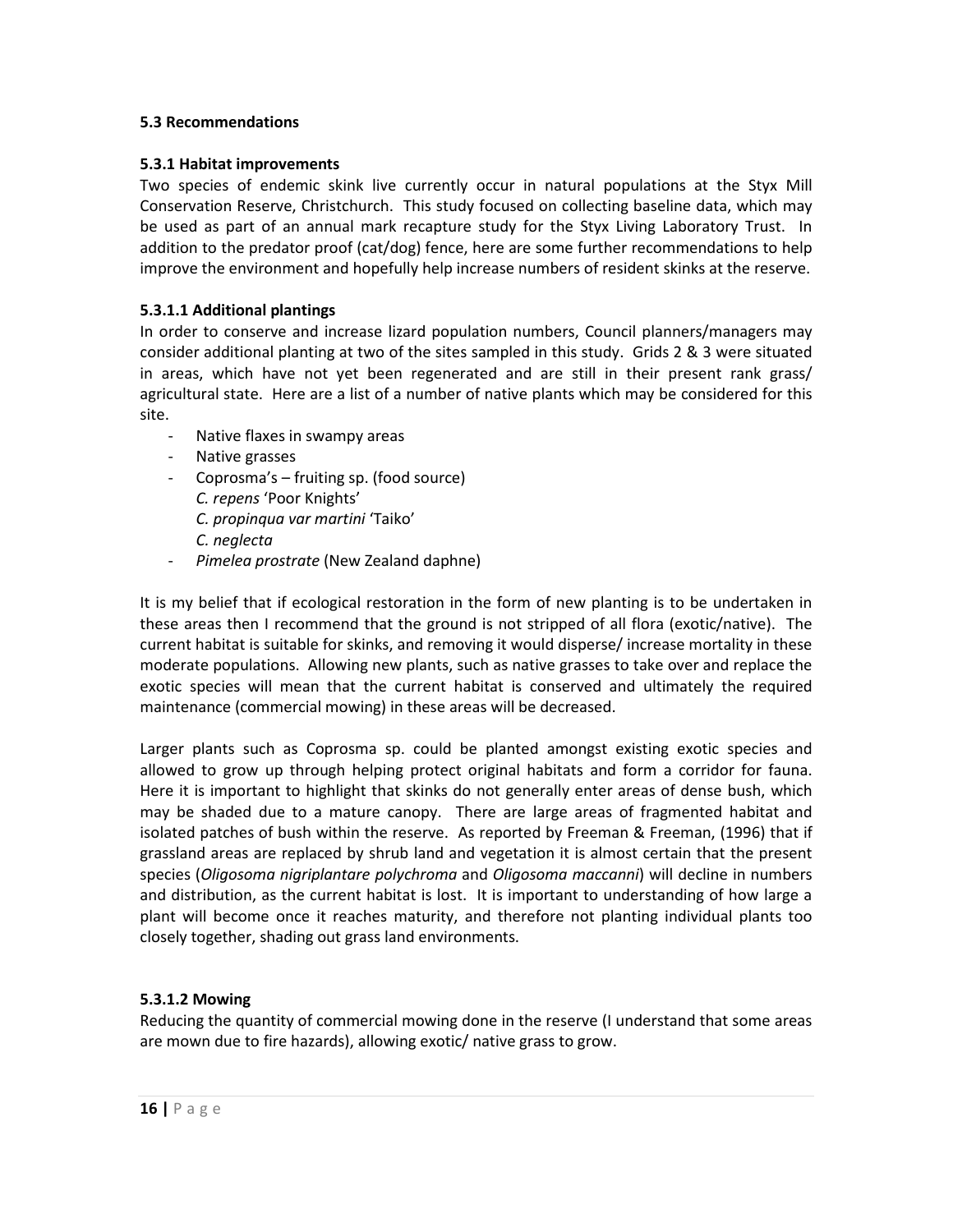### 5.3 Recommendations

#### 5.3.1 Habitat improvements

Two species of endemic skink live currently occur in natural populations at the Styx Mill Conservation Reserve, Christchurch. This study focused on collecting baseline data, which may be used as part of an annual mark recapture study for the Styx Living Laboratory Trust. In addition to the predator proof (cat/dog) fence, here are some further recommendations to help improve the environment and hopefully help increase numbers of resident skinks at the reserve.

##### 5.3.1.1 Additional plantings

In order to conserve and increase lizard population numbers, Council planners/managers may consider additional planting at two of the sites sampled in this study. Grids 2 & 3 were situated in areas, which have not yet been regenerated and are still in their present rank grass/ agricultural state. Here are a list of a number of native plants which may be considered for this site.

- Native flaxes in swampy areas
- Native grasses
- Coprosma's – fruiting sp. (food source)
  *C. repens* 'Poor Knights'
  *C. propinqua var martini* 'Taiko'
  *C. neglecta*
- *Pimelea prostrate* (New Zealand daphne)

It is my belief that if ecological restoration in the form of new planting is to be undertaken in these areas then I recommend that the ground is not stripped of all flora (exotic/native). The current habitat is suitable for skinks, and removing it would disperse/ increase mortality in these moderate populations. Allowing new plants, such as native grasses to take over and replace the exotic species will mean that the current habitat is conserved and ultimately the required maintenance (commercial mowing) in these areas will be decreased.

Larger plants such as Coprosma sp. could be planted amongst existing exotic species and allowed to grow up through helping protect original habitats and form a corridor for fauna. Here it is important to highlight that skinks do not generally enter areas of dense bush, which may be shaded due to a mature canopy. There are large areas of fragmented habitat and isolated patches of bush within the reserve. As reported by Freeman & Freeman, (1996) that if grassland areas are replaced by shrub land and vegetation it is almost certain that the present species (*Oligosoma nigriplantare polychroma* and *Oligosoma maccanni*) will decline in numbers and distribution, as the current habitat is lost. It is important to understanding of how large a plant will become once it reaches maturity, and therefore not planting individual plants too closely together, shading out grass land environments.

##### 5.3.1.2 Mowing

Reducing the quantity of commercial mowing done in the reserve (I understand that some areas are mown due to fire hazards), allowing exotic/ native grass to grow.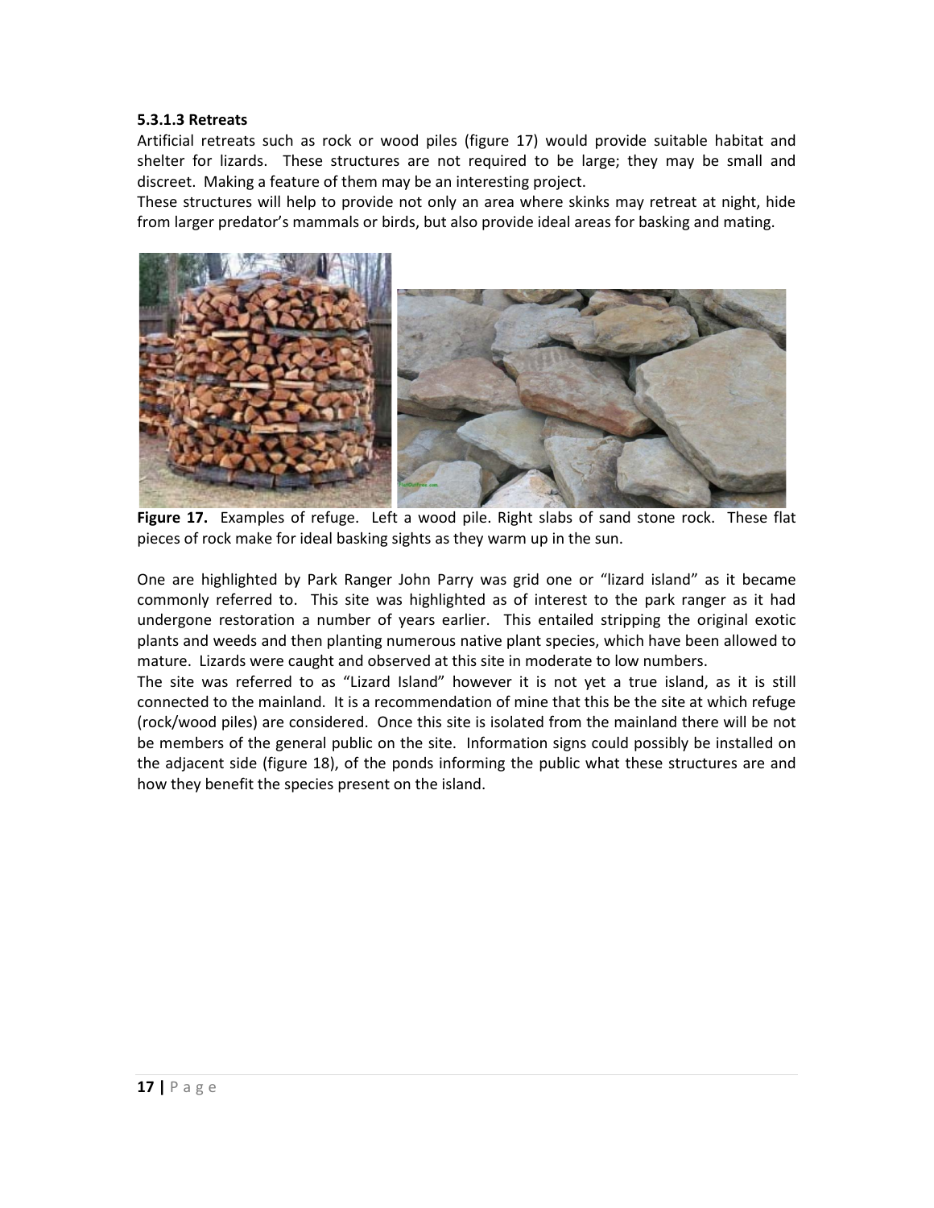**5.3.1.3 Retreats**

Artificial retreats such as rock or wood piles (figure 17) would provide suitable habitat and shelter for lizards. These structures are not required to be large; they may be small and discreet. Making a feature of them may be an interesting project.

These structures will help to provide not only an area where skinks may retreat at night, hide from larger predator's mammals or birds, but also provide ideal areas for basking and mating.

**Figure 17.** Examples of refuge. Left a wood pile. Right slabs of sand stone rock. These flat pieces of rock make for ideal basking sights as they warm up in the sun.

One are highlighted by Park Ranger John Parry was grid one or "lizard island" as it became commonly referred to. This site was highlighted as of interest to the park ranger as it had undergone restoration a number of years earlier. This entailed stripping the original exotic plants and weeds and then planting numerous native plant species, which have been allowed to mature. Lizards were caught and observed at this site in moderate to low numbers.

The site was referred to as "Lizard Island" however it is not yet a true island, as it is still connected to the mainland. It is a recommendation of mine that this be the site at which refuge (rock/wood piles) are considered. Once this site is isolated from the mainland there will be not be members of the general public on the site. Information signs could possibly be installed on the adjacent side (figure 18), of the ponds informing the public what these structures are and how they benefit the species present on the island.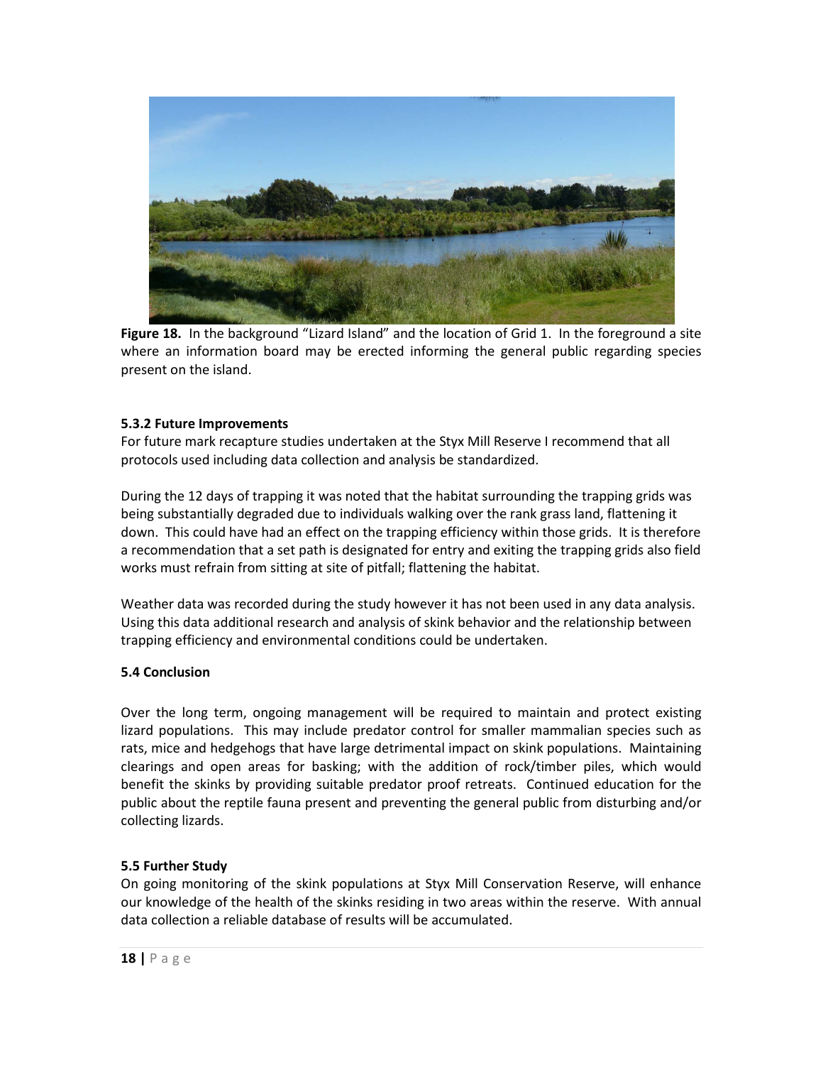**Figure 18.** In the background "Lizard Island" and the location of Grid 1. In the foreground a site where an information board may be erected informing the general public regarding species present on the island.

### 5.3.2 Future Improvements

For future mark recapture studies undertaken at the Styx Mill Reserve I recommend that all protocols used including data collection and analysis be standardized.

During the 12 days of trapping it was noted that the habitat surrounding the trapping grids was being substantially degraded due to individuals walking over the rank grass land, flattening it down. This could have had an effect on the trapping efficiency within those grids. It is therefore a recommendation that a set path is designated for entry and exiting the trapping grids also field works must refrain from sitting at site of pitfall; flattening the habitat.

Weather data was recorded during the study however it has not been used in any data analysis. Using this data additional research and analysis of skink behavior and the relationship between trapping efficiency and environmental conditions could be undertaken.

### 5.4 Conclusion

Over the long term, ongoing management will be required to maintain and protect existing lizard populations. This may include predator control for smaller mammalian species such as rats, mice and hedgehogs that have large detrimental impact on skink populations. Maintaining clearings and open areas for basking; with the addition of rock/timber piles, which would benefit the skinks by providing suitable predator proof retreats. Continued education for the public about the reptile fauna present and preventing the general public from disturbing and/or collecting lizards.

### 5.5 Further Study

On going monitoring of the skink populations at Styx Mill Conservation Reserve, will enhance our knowledge of the health of the skinks residing in two areas within the reserve. With annual data collection a reliable database of results will be accumulated.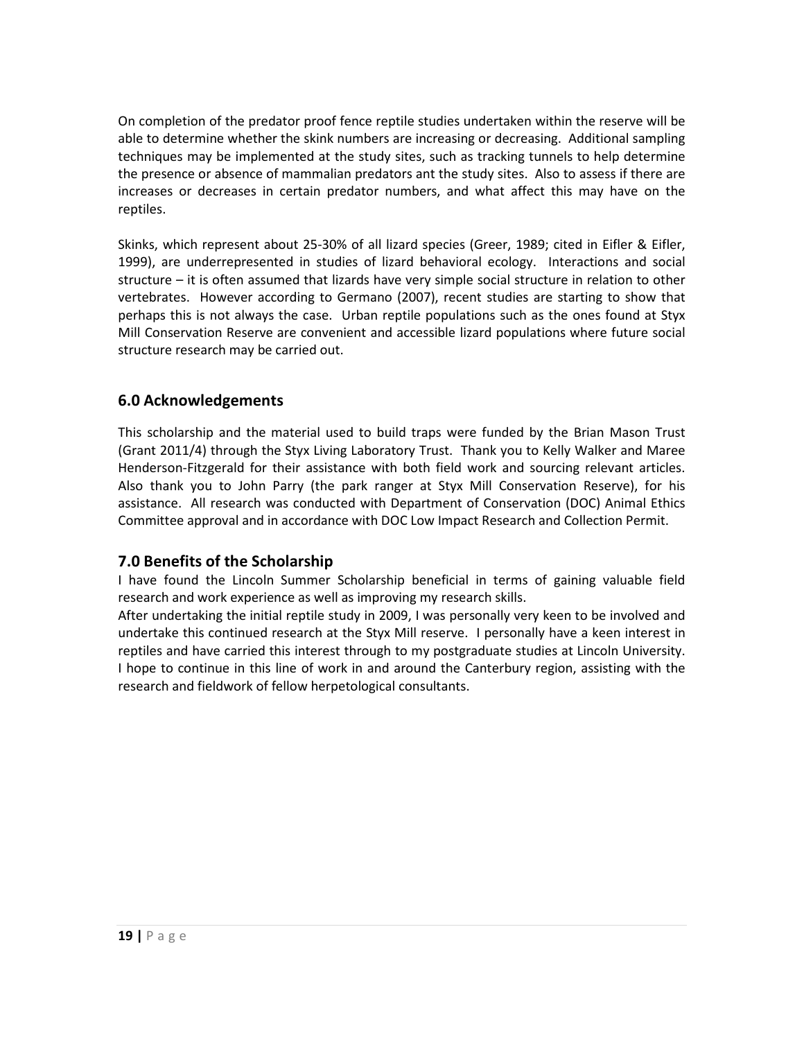On completion of the predator proof fence reptile studies undertaken within the reserve will be able to determine whether the skink numbers are increasing or decreasing. Additional sampling techniques may be implemented at the study sites, such as tracking tunnels to help determine the presence or absence of mammalian predators ant the study sites. Also to assess if there are increases or decreases in certain predator numbers, and what affect this may have on the reptiles.

Skinks, which represent about 25-30% of all lizard species (Greer, 1989; cited in Eifler & Eifler, 1999), are underrepresented in studies of lizard behavioral ecology. Interactions and social structure – it is often assumed that lizards have very simple social structure in relation to other vertebrates. However according to Germano (2007), recent studies are starting to show that perhaps this is not always the case. Urban reptile populations such as the ones found at Styx Mill Conservation Reserve are convenient and accessible lizard populations where future social structure research may be carried out.

## 6.0 Acknowledgements

This scholarship and the material used to build traps were funded by the Brian Mason Trust (Grant 2011/4) through the Styx Living Laboratory Trust. Thank you to Kelly Walker and Maree Henderson-Fitzgerald for their assistance with both field work and sourcing relevant articles. Also thank you to John Parry (the park ranger at Styx Mill Conservation Reserve), for his assistance. All research was conducted with Department of Conservation (DOC) Animal Ethics Committee approval and in accordance with DOC Low Impact Research and Collection Permit.

## 7.0 Benefits of the Scholarship

I have found the Lincoln Summer Scholarship beneficial in terms of gaining valuable field research and work experience as well as improving my research skills.

After undertaking the initial reptile study in 2009, I was personally very keen to be involved and undertake this continued research at the Styx Mill reserve. I personally have a keen interest in reptiles and have carried this interest through to my postgraduate studies at Lincoln University. I hope to continue in this line of work in and around the Canterbury region, assisting with the research and fieldwork of fellow herpetological consultants.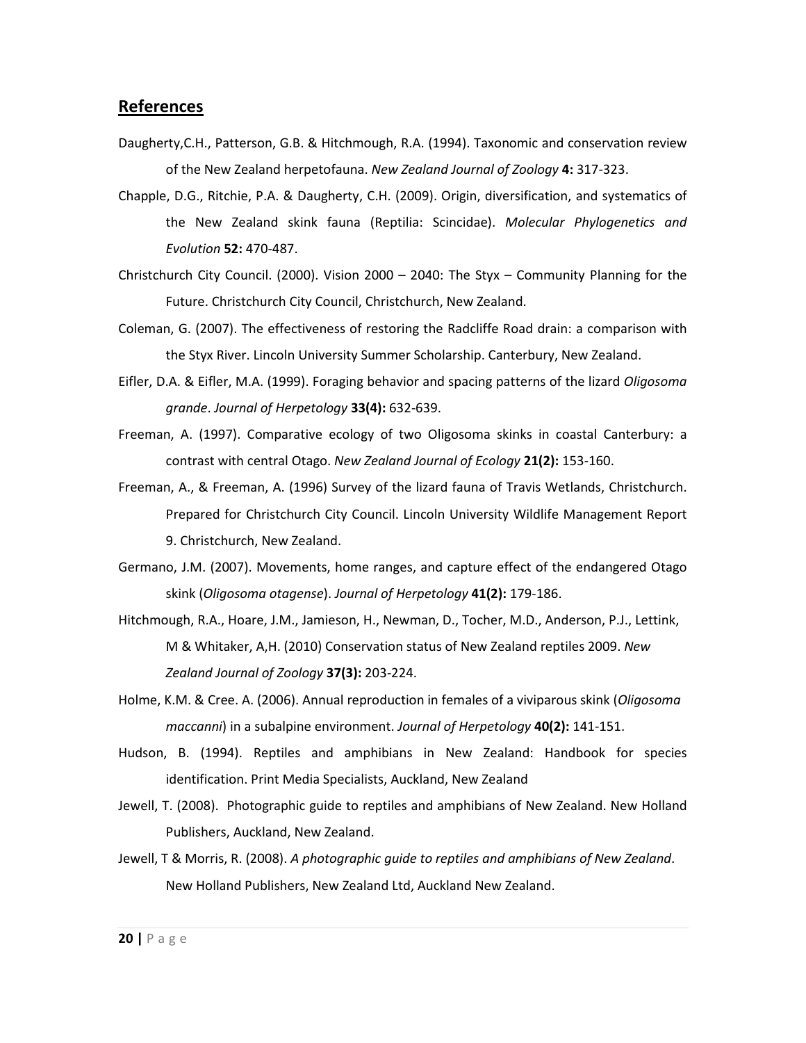## References

Daugherty,C.H., Patterson, G.B. & Hitchmough, R.A. (1994). Taxonomic and conservation review of the New Zealand herpetofauna. *New Zealand Journal of Zoology* **4:** 317-323.

Chapple, D.G., Ritchie, P.A. & Daugherty, C.H. (2009). Origin, diversification, and systematics of the New Zealand skink fauna (Reptilia: Scincidae). *Molecular Phylogenetics and Evolution* **52:** 470-487.

Christchurch City Council. (2000). Vision 2000 – 2040: The Styx – Community Planning for the Future. Christchurch City Council, Christchurch, New Zealand.

Coleman, G. (2007). The effectiveness of restoring the Radcliffe Road drain: a comparison with the Styx River. Lincoln University Summer Scholarship. Canterbury, New Zealand.

Eifler, D.A. & Eifler, M.A. (1999). Foraging behavior and spacing patterns of the lizard *Oligosoma grande*. *Journal of Herpetology* **33(4):** 632-639.

Freeman, A. (1997). Comparative ecology of two Oligosoma skinks in coastal Canterbury: a contrast with central Otago. *New Zealand Journal of Ecology* **21(2):** 153-160.

Freeman, A., & Freeman, A. (1996) Survey of the lizard fauna of Travis Wetlands, Christchurch. Prepared for Christchurch City Council. Lincoln University Wildlife Management Report 9. Christchurch, New Zealand.

Germano, J.M. (2007). Movements, home ranges, and capture effect of the endangered Otago skink (*Oligosoma otagense*). *Journal of Herpetology* **41(2):** 179-186.

Hitchmough, R.A., Hoare, J.M., Jamieson, H., Newman, D., Tocher, M.D., Anderson, P.J., Lettink, M & Whitaker, A,H. (2010) Conservation status of New Zealand reptiles 2009. *New Zealand Journal of Zoology* **37(3):** 203-224.

Holme, K.M. & Cree. A. (2006). Annual reproduction in females of a viviparous skink (*Oligosoma maccanni*) in a subalpine environment. *Journal of Herpetology* **40(2):** 141-151.

Hudson, B. (1994). Reptiles and amphibians in New Zealand: Handbook for species identification. Print Media Specialists, Auckland, New Zealand

Jewell, T. (2008). Photographic guide to reptiles and amphibians of New Zealand. New Holland Publishers, Auckland, New Zealand.

Jewell, T & Morris, R. (2008). *A photographic guide to reptiles and amphibians of New Zealand*. New Holland Publishers, New Zealand Ltd, Auckland New Zealand.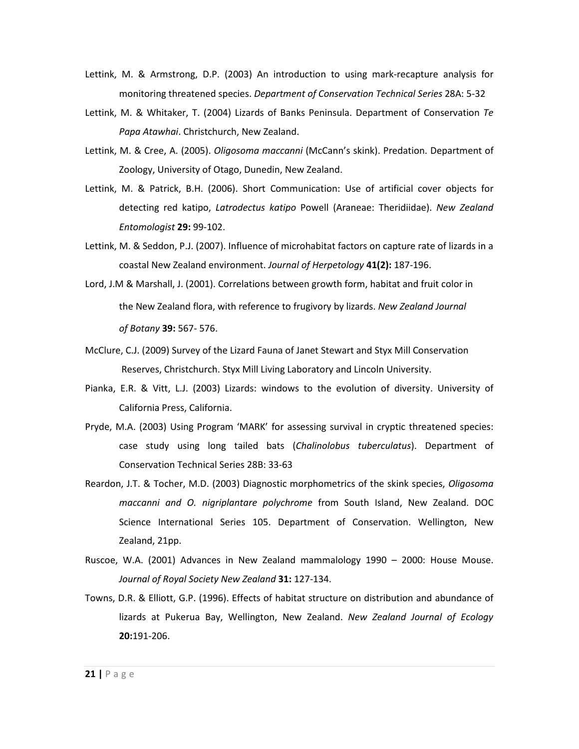Lettink, M. & Armstrong, D.P. (2003) An introduction to using mark-recapture analysis for monitoring threatened species. *Department of Conservation Technical Series* 28A: 5-32

Lettink, M. & Whitaker, T. (2004) Lizards of Banks Peninsula. Department of Conservation *Te Papa Atawhai*. Christchurch, New Zealand.

Lettink, M. & Cree, A. (2005). *Oligosoma maccanni* (McCann's skink). Predation. Department of Zoology, University of Otago, Dunedin, New Zealand.

Lettink, M. & Patrick, B.H. (2006). Short Communication: Use of artificial cover objects for detecting red katipo, *Latrodectus katipo* Powell (Araneae: Theridiidae). *New Zealand Entomologist* **29:** 99-102.

Lettink, M. & Seddon, P.J. (2007). Influence of microhabitat factors on capture rate of lizards in a coastal New Zealand environment. *Journal of Herpetology* **41(2):** 187-196.

Lord, J.M & Marshall, J. (2001). Correlations between growth form, habitat and fruit color in the New Zealand flora, with reference to frugivory by lizards. *New Zealand Journal of Botany* **39:** 567- 576.

McClure, C.J. (2009) Survey of the Lizard Fauna of Janet Stewart and Styx Mill Conservation Reserves, Christchurch. Styx Mill Living Laboratory and Lincoln University.

Pianka, E.R. & Vitt, L.J. (2003) Lizards: windows to the evolution of diversity. University of California Press, California.

Pryde, M.A. (2003) Using Program 'MARK' for assessing survival in cryptic threatened species: case study using long tailed bats (*Chalinolobus tuberculatus*). Department of Conservation Technical Series 28B: 33-63

Reardon, J.T. & Tocher, M.D. (2003) Diagnostic morphometrics of the skink species, *Oligosoma maccanni and O. nigriplantare polychrome* from South Island, New Zealand. DOC Science International Series 105. Department of Conservation. Wellington, New Zealand, 21pp.

Ruscoe, W.A. (2001) Advances in New Zealand mammalology 1990 – 2000: House Mouse. *Journal of Royal Society New Zealand* **31:** 127-134.

Towns, D.R. & Elliott, G.P. (1996). Effects of habitat structure on distribution and abundance of lizards at Pukerua Bay, Wellington, New Zealand. *New Zealand Journal of Ecology* **20:**191-206.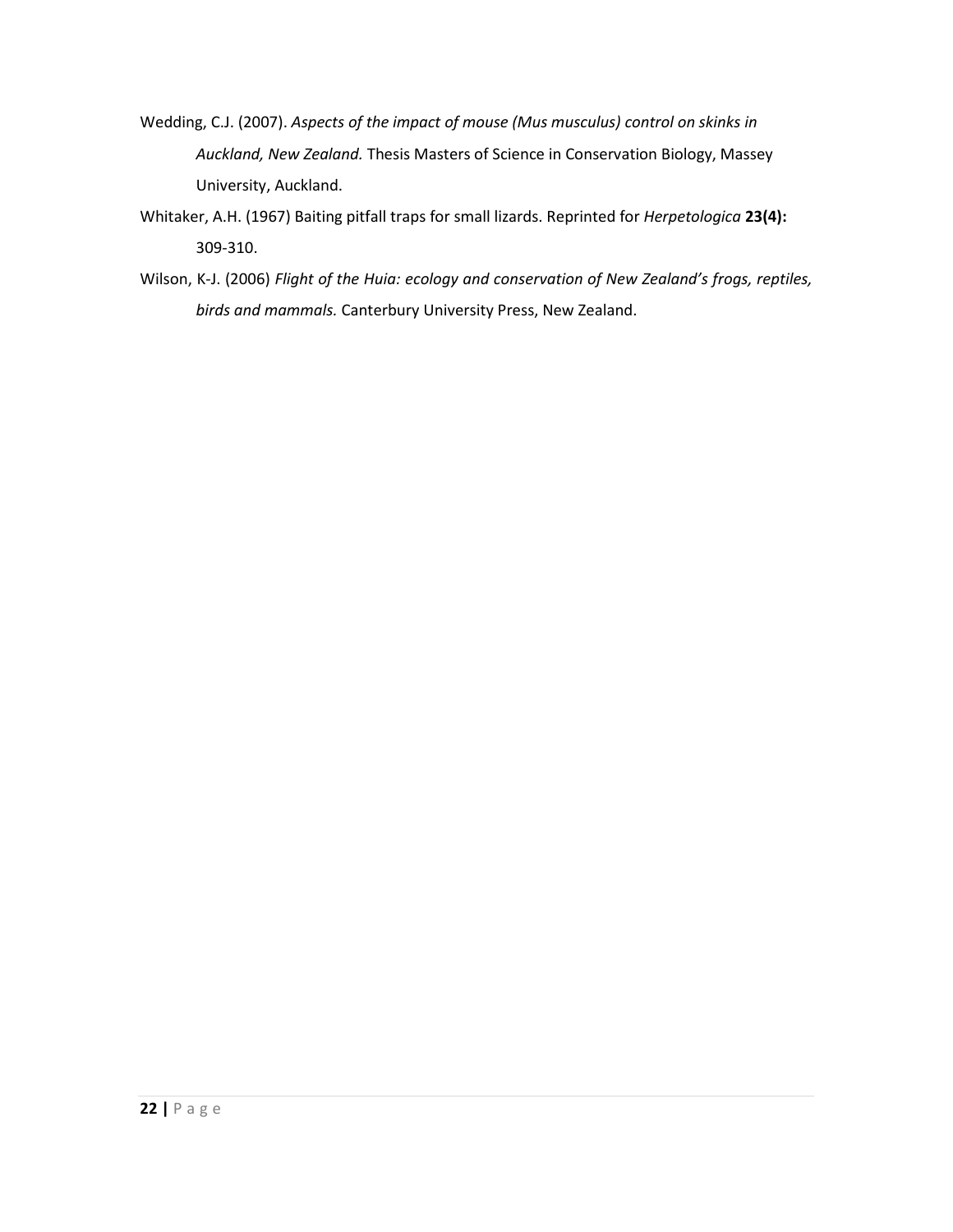Wedding, C.J. (2007). *Aspects of the impact of mouse (Mus musculus) control on skinks in Auckland, New Zealand.* Thesis Masters of Science in Conservation Biology, Massey University, Auckland.

Whitaker, A.H. (1967) Baiting pitfall traps for small lizards. Reprinted for *Herpetologica* **23(4):** 309-310.

Wilson, K-J. (2006) *Flight of the Huia: ecology and conservation of New Zealand's frogs, reptiles, birds and mammals.* Canterbury University Press, New Zealand.